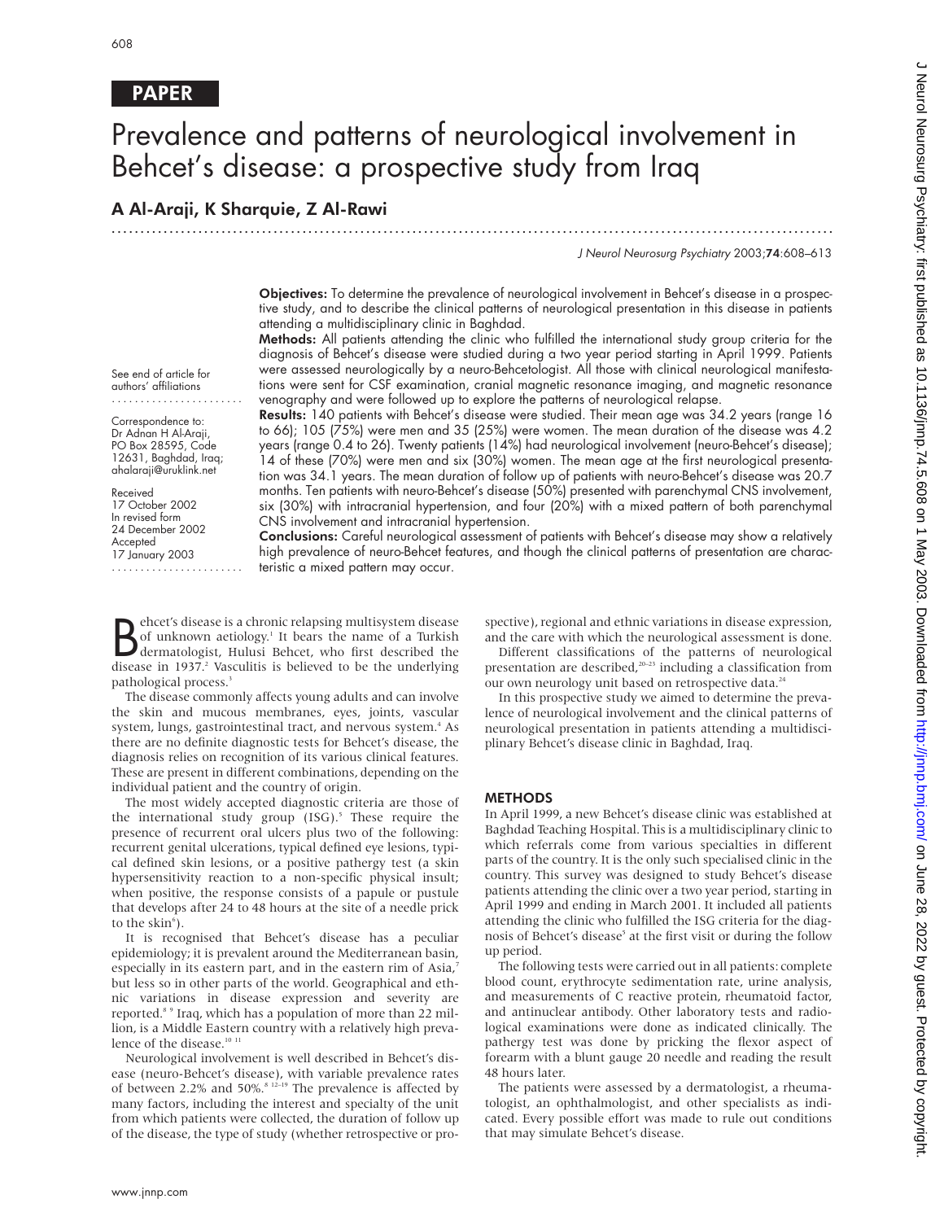PAPER

# Prevalence and patterns of neurological involvement in Behcet's disease: a prospective study from Iraq

## A Al-Araji, K Sharquie, Z Al-Rawi

See end of article for authors' affiliations

Correspondence to: Dr Adnan H Al-Araji, PO Box 28595, Code 12631, Baghdad, Iraq; ahalaraji@uruklink.net

Received 17 October 2002
In revised form 24 December 2002
Accepted 17 January 2003

**Objectives:** To determine the prevalence of neurological involvement in Behcet's disease in a prospective study, and to describe the clinical patterns of neurological presentation in this disease in patients attending a multidisciplinary clinic in Baghdad.

**Methods:** All patients attending the clinic who fulfilled the international study group criteria for the diagnosis of Behcet's disease were studied during a two year period starting in April 1999. Patients were assessed neurologically by a neuro-Behcetologist. All those with clinical neurological manifestations were sent for CSF examination, cranial magnetic resonance imaging, and magnetic resonance venography and were followed up to explore the patterns of neurological relapse.

**Results:** 140 patients with Behcet's disease were studied. Their mean age was 34.2 years (range 16 to 66); 105 (75%) were men and 35 (25%) were women. The mean duration of the disease was 4.2 years (range 0.4 to 26). Twenty patients (14%) had neurological involvement (neuro-Behcet's disease); 14 of these (70%) were men and six (30%) women. The mean age at the first neurological presentation was 34.1 years. The mean duration of follow up of patients with neuro-Behcet's disease was 20.7 months. Ten patients with neuro-Behcet's disease (50%) presented with parenchymal CNS involvement, six (30%) with intracranial hypertension, and four (20%) with a mixed pattern of both parenchymal CNS involvement and intracranial hypertension.

**Conclusions:** Careful neurological assessment of patients with Behcet's disease may show a relatively high prevalence of neuro-Behcet features, and though the clinical patterns of presentation are characteristic a mixed pattern may occur.

Behcet's disease is a chronic relapsing multisystem disease of unknown aetiology.[1] It bears the name of a Turkish dermatologist, Hulusi Behcet, who first described the disease in 1937.[2] Vasculitis is believed to be the underlying pathological process.[3]

The disease commonly affects young adults and can involve the skin and mucous membranes, eyes, joints, vascular system, lungs, gastrointestinal tract, and nervous system.[4] As there are no definite diagnostic tests for Behcet's disease, the diagnosis relies on recognition of its various clinical features. These are present in different combinations, depending on the individual patient and the country of origin.

The most widely accepted diagnostic criteria are those of the international study group (ISG).[5] These require the presence of recurrent oral ulcers plus two of the following: recurrent genital ulcerations, typical defined eye lesions, typical defined skin lesions, or a positive pathergy test (a skin hypersensitivity reaction to a non-specific physical insult; when positive, the response consists of a papule or pustule that develops after 24 to 48 hours at the site of a needle prick to the skin[6]).

It is recognised that Behcet's disease has a peculiar epidemiology; it is prevalent around the Mediterranean basin, especially in its eastern part, and in the eastern rim of Asia,[7] but less so in other parts of the world. Geographical and ethnic variations in disease expression and severity are reported.[8 9] Iraq, which has a population of more than 22 million, is a Middle Eastern country with a relatively high prevalence of the disease.[10 11]

Neurological involvement is well described in Behcet's disease (neuro-Behcet's disease), with variable prevalence rates of between 2.2% and 50%.[8 12–19] The prevalence is affected by many factors, including the interest and specialty of the unit from which patients were collected, the duration of follow up of the disease, the type of study (whether retrospective or prospective), regional and ethnic variations in disease expression, and the care with which the neurological assessment is done.

Different classifications of the patterns of neurological presentation are described,[20–23] including a classification from our own neurology unit based on retrospective data.[24]

In this prospective study we aimed to determine the prevalence of neurological involvement and the clinical patterns of neurological presentation in patients attending a multidisciplinary Behcet's disease clinic in Baghdad, Iraq.

## METHODS

In April 1999, a new Behcet's disease clinic was established at Baghdad Teaching Hospital. This is a multidisciplinary clinic to which referrals come from various specialties in different parts of the country. It is the only such specialised clinic in the country. This survey was designed to study Behcet's disease patients attending the clinic over a two year period, starting in April 1999 and ending in March 2001. It included all patients attending the clinic who fulfilled the ISG criteria for the diagnosis of Behcet's disease[5] at the first visit or during the follow up period.

The following tests were carried out in all patients: complete blood count, erythrocyte sedimentation rate, urine analysis, and measurements of C reactive protein, rheumatoid factor, and antinuclear antibody. Other laboratory tests and radiological examinations were done as indicated clinically. The pathergy test was done by pricking the flexor aspect of forearm with a blunt gauge 20 needle and reading the result 48 hours later.

The patients were assessed by a dermatologist, a rheumatologist, an ophthalmologist, and other specialists as indicated. Every possible effort was made to rule out conditions that may simulate Behcet's disease.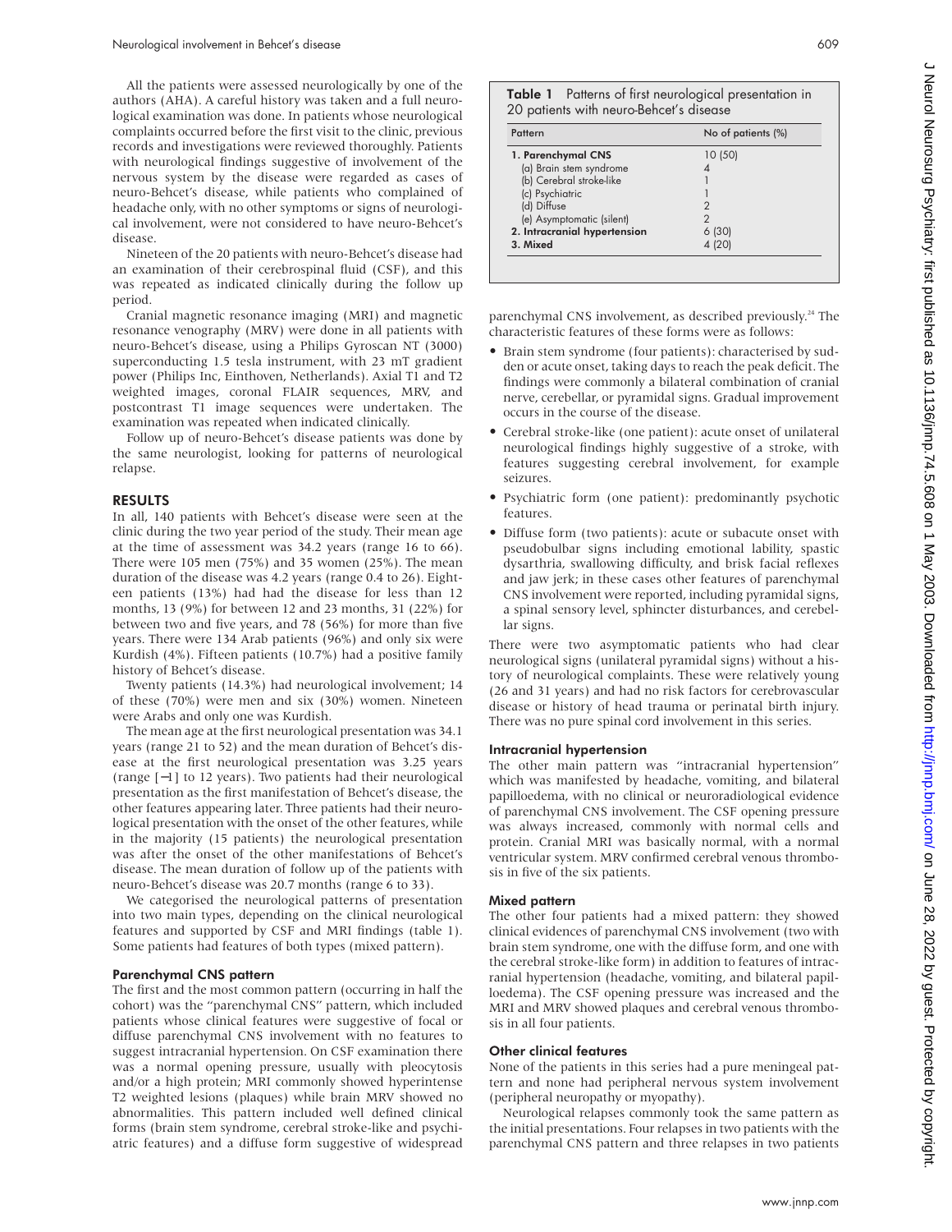All the patients were assessed neurologically by one of the authors (AHA). A careful history was taken and a full neurological examination was done. In patients whose neurological complaints occurred before the first visit to the clinic, previous records and investigations were reviewed thoroughly. Patients with neurological findings suggestive of involvement of the nervous system by the disease were regarded as cases of neuro-Behcet's disease, while patients who complained of headache only, with no other symptoms or signs of neurological involvement, were not considered to have neuro-Behcet's disease.

Nineteen of the 20 patients with neuro-Behcet's disease had an examination of their cerebrospinal fluid (CSF), and this was repeated as indicated clinically during the follow up period.

Cranial magnetic resonance imaging (MRI) and magnetic resonance venography (MRV) were done in all patients with neuro-Behcet's disease, using a Philips Gyroscan NT (3000) superconducting 1.5 tesla instrument, with 23 mT gradient power (Philips Inc, Einthoven, Netherlands). Axial T1 and T2 weighted images, coronal FLAIR sequences, MRV, and postcontrast T1 image sequences were undertaken. The examination was repeated when indicated clinically.

Follow up of neuro-Behcet's disease patients was done by the same neurologist, looking for patterns of neurological relapse.

## RESULTS

In all, 140 patients with Behcet's disease were seen at the clinic during the two year period of the study. Their mean age at the time of assessment was 34.2 years (range 16 to 66). There were 105 men (75%) and 35 women (25%). The mean duration of the disease was 4.2 years (range 0.4 to 26). Eighteen patients (13%) had had the disease for less than 12 months, 13 (9%) for between 12 and 23 months, 31 (22%) for between two and five years, and 78 (56%) for more than five years. There were 134 Arab patients (96%) and only six were Kurdish (4%). Fifteen patients (10.7%) had a positive family history of Behcet's disease.

Twenty patients (14.3%) had neurological involvement; 14 of these (70%) were men and six (30%) women. Nineteen were Arabs and only one was Kurdish.

The mean age at the first neurological presentation was 34.1 years (range 21 to 52) and the mean duration of Behcet's disease at the first neurological presentation was 3.25 years (range [−1] to 12 years). Two patients had their neurological presentation as the first manifestation of Behcet's disease, the other features appearing later. Three patients had their neurological presentation with the onset of the other features, while in the majority (15 patients) the neurological presentation was after the onset of the other manifestations of Behcet's disease. The mean duration of follow up of the patients with neuro-Behcet's disease was 20.7 months (range 6 to 33).

We categorised the neurological patterns of presentation into two main types, depending on the clinical neurological features and supported by CSF and MRI findings (table 1). Some patients had features of both types (mixed pattern).

**Table 1** Patterns of first neurological presentation in 20 patients with neuro-Behcet's disease

| Pattern | No of patients (%) |
|---|---|
| **1. Parenchymal CNS** | 10 (50) |
| (a) Brain stem syndrome | 4 |
| (b) Cerebral stroke-like | 1 |
| (c) Psychiatric | 1 |
| (d) Diffuse | 2 |
| (e) Asymptomatic (silent) | 2 |
| **2. Intracranial hypertension** | 6 (30) |
| **3. Mixed** | 4 (20) |

### Parenchymal CNS pattern

The first and the most common pattern (occurring in half the cohort) was the "parenchymal CNS" pattern, which included patients whose clinical features were suggestive of focal or diffuse parenchymal CNS involvement with no features to suggest intracranial hypertension. On CSF examination there was a normal opening pressure, usually with pleocytosis and/or a high protein; MRI commonly showed hyperintense T2 weighted lesions (plaques) while brain MRV showed no abnormalities. This pattern included well defined clinical forms (brain stem syndrome, cerebral stroke-like and psychiatric features) and a diffuse form suggestive of widespread parenchymal CNS involvement, as described previously.[24] The characteristic features of these forms were as follows:

- Brain stem syndrome (four patients): characterised by sudden or acute onset, taking days to reach the peak deficit. The findings were commonly a bilateral combination of cranial nerve, cerebellar, or pyramidal signs. Gradual improvement occurs in the course of the disease.
- Cerebral stroke-like (one patient): acute onset of unilateral neurological findings highly suggestive of a stroke, with features suggesting cerebral involvement, for example seizures.
- Psychiatric form (one patient): predominantly psychotic features.
- Diffuse form (two patients): acute or subacute onset with pseudobulbar signs including emotional lability, spastic dysarthria, swallowing difficulty, and brisk facial reflexes and jaw jerk; in these cases other features of parenchymal CNS involvement were reported, including pyramidal signs, a spinal sensory level, sphincter disturbances, and cerebellar signs.

There were two asymptomatic patients who had clear neurological signs (unilateral pyramidal signs) without a history of neurological complaints. These were relatively young (26 and 31 years) and had no risk factors for cerebrovascular disease or history of head trauma or perinatal birth injury. There was no pure spinal cord involvement in this series.

### Intracranial hypertension

The other main pattern was "intracranial hypertension" which was manifested by headache, vomiting, and bilateral papilloedema, with no clinical or neuroradiological evidence of parenchymal CNS involvement. The CSF opening pressure was always increased, commonly with normal cells and protein. Cranial MRI was basically normal, with a normal ventricular system. MRV confirmed cerebral venous thrombosis in five of the six patients.

### Mixed pattern

The other four patients had a mixed pattern: they showed clinical evidences of parenchymal CNS involvement (two with brain stem syndrome, one with the diffuse form, and one with the cerebral stroke-like form) in addition to features of intracranial hypertension (headache, vomiting, and bilateral papilloedema). The CSF opening pressure was increased and the MRI and MRV showed plaques and cerebral venous thrombosis in all four patients.

### Other clinical features

None of the patients in this series had a pure meningeal pattern and none had peripheral nervous system involvement (peripheral neuropathy or myopathy).

Neurological relapses commonly took the same pattern as the initial presentations. Four relapses in two patients with the parenchymal CNS pattern and three relapses in two patients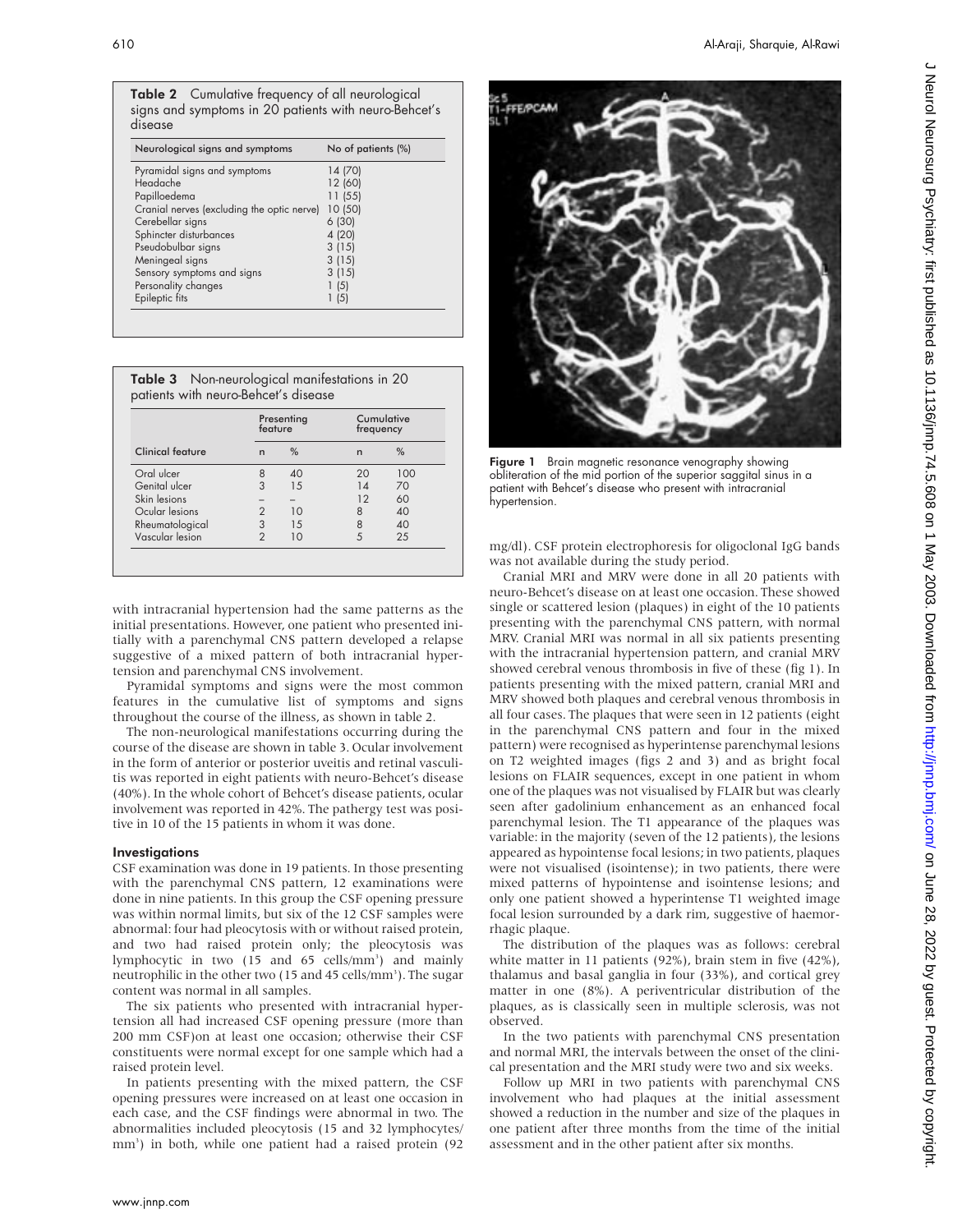**Table 2** Cumulative frequency of all neurological signs and symptoms in 20 patients with neuro-Behcet's disease

| Neurological signs and symptoms | No of patients (%) |
|---|---|
| Pyramidal signs and symptoms | 14 (70) |
| Headache | 12 (60) |
| Papilloedema | 11 (55) |
| Cranial nerves (excluding the optic nerve) | 10 (50) |
| Cerebellar signs | 6 (30) |
| Sphincter disturbances | 4 (20) |
| Pseudobulbar signs | 3 (15) |
| Meningeal signs | 3 (15) |
| Sensory symptoms and signs | 3 (15) |
| Personality changes | 1 (5) |
| Epileptic fits | 1 (5) |

**Table 3** Non-neurological manifestations in 20 patients with neuro-Behcet's disease

| | Presenting feature | | Cumulative frequency | |
|---|---|---|---|---|
| Clinical feature | n | % | n | % |
| Oral ulcer | 8 | 40 | 20 | 100 |
| Genital ulcer | 3 | 15 | 14 | 70 |
| Skin lesions | – | – | 12 | 60 |
| Ocular lesions | 2 | 10 | 8 | 40 |
| Rheumatological | 3 | 15 | 8 | 40 |
| Vascular lesion | 2 | 10 | 5 | 25 |

with intracranial hypertension had the same patterns as the initial presentations. However, one patient who presented initially with a parenchymal CNS pattern developed a relapse suggestive of a mixed pattern of both intracranial hypertension and parenchymal CNS involvement.

Pyramidal symptoms and signs were the most common features in the cumulative list of symptoms and signs throughout the course of the illness, as shown in table 2.

The non-neurological manifestations occurring during the course of the disease are shown in table 3. Ocular involvement in the form of anterior or posterior uveitis and retinal vasculitis was reported in eight patients with neuro-Behcet's disease (40%). In the whole cohort of Behcet's disease patients, ocular involvement was reported in 42%. The pathergy test was positive in 10 of the 15 patients in whom it was done.

### Investigations

CSF examination was done in 19 patients. In those presenting with the parenchymal CNS pattern, 12 examinations were done in nine patients. In this group the CSF opening pressure was within normal limits, but six of the 12 CSF samples were abnormal: four had pleocytosis with or without raised protein, and two had raised protein only; the pleocytosis was lymphocytic in two (15 and 65 cells/mm$^3$) and mainly neutrophilic in the other two (15 and 45 cells/mm$^3$). The sugar content was normal in all samples.

The six patients who presented with intracranial hypertension all had increased CSF opening pressure (more than 200 mm CSF)on at least one occasion; otherwise their CSF constituents were normal except for one sample which had a raised protein level.

In patients presenting with the mixed pattern, the CSF opening pressures were increased on at least one occasion in each case, and the CSF findings were abnormal in two. The abnormalities included pleocytosis (15 and 32 lymphocytes/mm$^3$) in both, while one patient had a raised protein (92 mg/dl). CSF protein electrophoresis for oligoclonal IgG bands was not available during the study period.

Figure 1 Brain magnetic resonance venography showing obliteration of the mid portion of the superior saggital sinus in a patient with Behcet's disease who present with intracranial hypertension.

Cranial MRI and MRV were done in all 20 patients with neuro-Behcet's disease on at least one occasion. These showed single or scattered lesion (plaques) in eight of the 10 patients presenting with the parenchymal CNS pattern, with normal MRV. Cranial MRI was normal in all six patients presenting with the intracranial hypertension pattern, and cranial MRV showed cerebral venous thrombosis in five of these (fig 1). In patients presenting with the mixed pattern, cranial MRI and MRV showed both plaques and cerebral venous thrombosis in all four cases. The plaques that were seen in 12 patients (eight in the parenchymal CNS pattern and four in the mixed pattern) were recognised as hyperintense parenchymal lesions on T2 weighted images (figs 2 and 3) and as bright focal lesions on FLAIR sequences, except in one patient in whom one of the plaques was not visualised by FLAIR but was clearly seen after gadolinium enhancement as an enhanced focal parenchymal lesion. The T1 appearance of the plaques was variable: in the majority (seven of the 12 patients), the lesions appeared as hypointense focal lesions; in two patients, plaques were not visualised (isointense); in two patients, there were mixed patterns of hypointense and isointense lesions; and only one patient showed a hyperintense T1 weighted image focal lesion surrounded by a dark rim, suggestive of haemorrhagic plaque.

The distribution of the plaques was as follows: cerebral white matter in 11 patients (92%), brain stem in five (42%), thalamus and basal ganglia in four (33%), and cortical grey matter in one (8%). A periventricular distribution of the plaques, as is classically seen in multiple sclerosis, was not observed.

In the two patients with parenchymal CNS presentation and normal MRI, the intervals between the onset of the clinical presentation and the MRI study were two and six weeks.

Follow up MRI in two patients with parenchymal CNS involvement who had plaques at the initial assessment showed a reduction in the number and size of the plaques in one patient after three months from the time of the initial assessment and in the other patient after six months.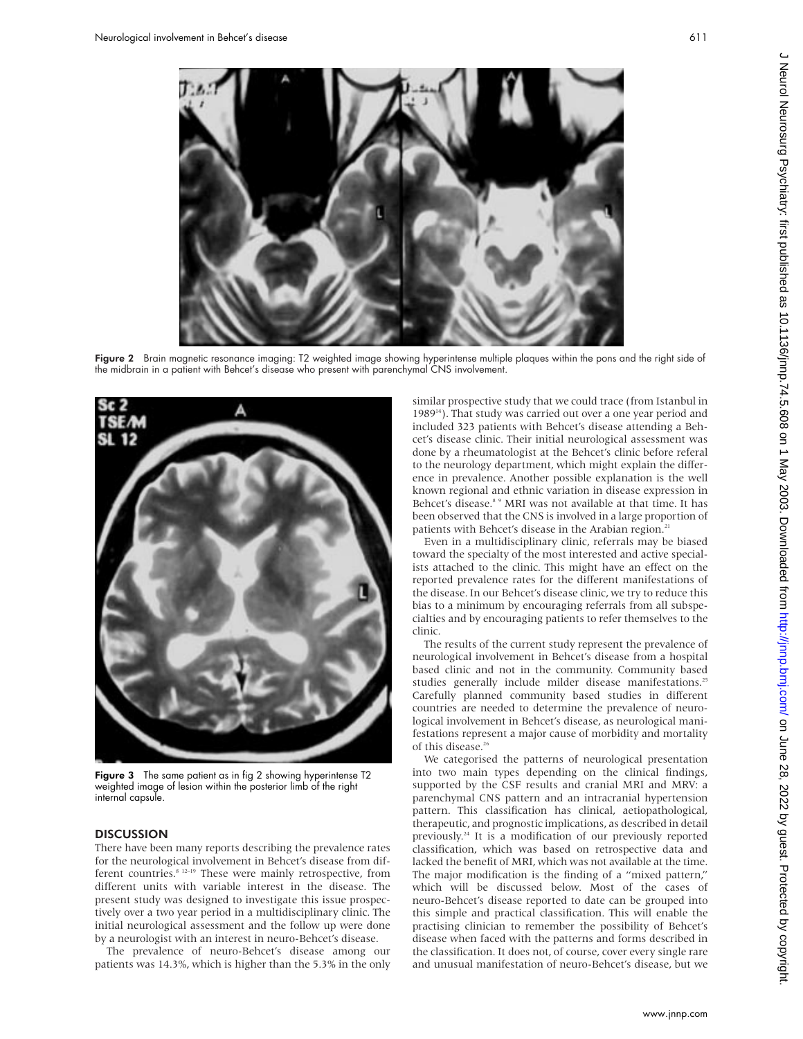Figure 2 Brain magnetic resonance imaging: T2 weighted image showing hyperintense multiple plaques within the pons and the right side of the midbrain in a patient with Behcet's disease who present with parenchymal CNS involvement.

Figure 3 The same patient as in fig 2 showing hyperintense T2 weighted image of lesion within the posterior limb of the right internal capsule.

## DISCUSSION

There have been many reports describing the prevalence rates for the neurological involvement in Behcet's disease from different countries.[8 12–19] These were mainly retrospective, from different units with variable interest in the disease. The present study was designed to investigate this issue prospectively over a two year period in a multidisciplinary clinic. The initial neurological assessment and the follow up were done by a neurologist with an interest in neuro-Behcet's disease.

The prevalence of neuro-Behcet's disease among our patients was 14.3%, which is higher than the 5.3% in the only similar prospective study that we could trace (from Istanbul in 1989[14]). That study was carried out over a one year period and included 323 patients with Behcet's disease attending a Behcet's disease clinic. Their initial neurological assessment was done by a rheumatologist at the Behcet's clinic before referal to the neurology department, which might explain the difference in prevalence. Another possible explanation is the well known regional and ethnic variation in disease expression in Behcet's disease.[8 9] MRI was not available at that time. It has been observed that the CNS is involved in a large proportion of patients with Behcet's disease in the Arabian region.[21]

Even in a multidisciplinary clinic, referrals may be biased toward the specialty of the most interested and active specialists attached to the clinic. This might have an effect on the reported prevalence rates for the different manifestations of the disease. In our Behcet's disease clinic, we try to reduce this bias to a minimum by encouraging referrals from all subspecialties and by encouraging patients to refer themselves to the clinic.

The results of the current study represent the prevalence of neurological involvement in Behcet's disease from a hospital based clinic and not in the community. Community based studies generally include milder disease manifestations.[25] Carefully planned community based studies in different countries are needed to determine the prevalence of neurological involvement in Behcet's disease, as neurological manifestations represent a major cause of morbidity and mortality of this disease.[26]

We categorised the patterns of neurological presentation into two main types depending on the clinical findings, supported by the CSF results and cranial MRI and MRV: a parenchymal CNS pattern and an intracranial hypertension pattern. This classification has clinical, aetiopathological, therapeutic, and prognostic implications, as described in detail previously.[24] It is a modification of our previously reported classification, which was based on retrospective data and lacked the benefit of MRI, which was not available at the time. The major modification is the finding of a "mixed pattern," which will be discussed below. Most of the cases of neuro-Behcet's disease reported to date can be grouped into this simple and practical classification. This will enable the practising clinician to remember the possibility of Behcet's disease when faced with the patterns and forms described in the classification. It does not, of course, cover every single rare and unusual manifestation of neuro-Behcet's disease, but we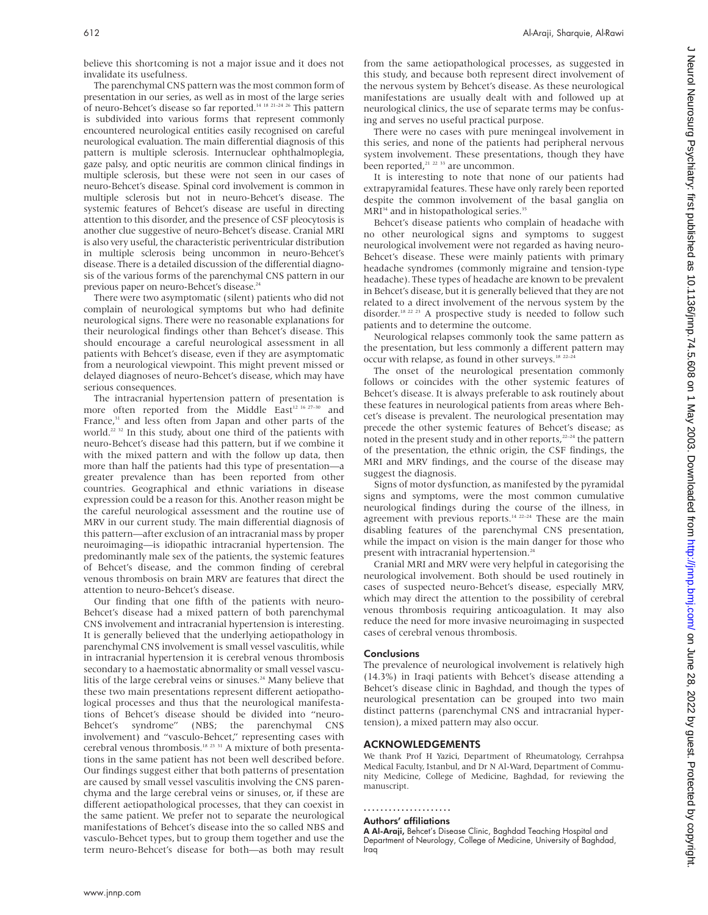believe this shortcoming is not a major issue and it does not invalidate its usefulness.

The parenchymal CNS pattern was the most common form of presentation in our series, as well as in most of the large series of neuro-Behcet's disease so far reported.[14 18 21–24 26] This pattern is subdivided into various forms that represent commonly encountered neurological entities easily recognised on careful neurological evaluation. The main differential diagnosis of this pattern is multiple sclerosis. Internuclear ophthalmoplegia, gaze palsy, and optic neuritis are common clinical findings in multiple sclerosis, but these were not seen in our cases of neuro-Behcet's disease. Spinal cord involvement is common in multiple sclerosis but not in neuro-Behcet's disease. The systemic features of Behcet's disease are useful in directing attention to this disorder, and the presence of CSF pleocytosis is another clue suggestive of neuro-Behcet's disease. Cranial MRI is also very useful, the characteristic periventricular distribution in multiple sclerosis being uncommon in neuro-Behcet's disease. There is a detailed discussion of the differential diagnosis of the various forms of the parenchymal CNS pattern in our previous paper on neuro-Behcet's disease.[24]

There were two asymptomatic (silent) patients who did not complain of neurological symptoms but who had definite neurological signs. There were no reasonable explanations for their neurological findings other than Behcet's disease. This should encourage a careful neurological assessment in all patients with Behcet's disease, even if they are asymptomatic from a neurological viewpoint. This might prevent missed or delayed diagnoses of neuro-Behcet's disease, which may have serious consequences.

The intracranial hypertension pattern of presentation is more often reported from the Middle East[12 16 27–30] and France,[31] and less often from Japan and other parts of the world.[22 32] In this study, about one third of the patients with neuro-Behcet's disease had this pattern, but if we combine it with the mixed pattern and with the follow up data, then more than half the patients had this type of presentation—a greater prevalence than has been reported from other countries. Geographical and ethnic variations in disease expression could be a reason for this. Another reason might be the careful neurological assessment and the routine use of MRV in our current study. The main differential diagnosis of this pattern—after exclusion of an intracranial mass by proper neuroimaging—is idiopathic intracranial hypertension. The predominantly male sex of the patients, the systemic features of Behcet's disease, and the common finding of cerebral venous thrombosis on brain MRV are features that direct the attention to neuro-Behcet's disease.

Our finding that one fifth of the patients with neuro-Behcet's disease had a mixed pattern of both parenchymal CNS involvement and intracranial hypertension is interesting. It is generally believed that the underlying aetiopathology in parenchymal CNS involvement is small vessel vasculitis, while in intracranial hypertension it is cerebral venous thrombosis secondary to a haemostatic abnormality or small vessel vasculitis of the large cerebral veins or sinuses.[24] Many believe that these two main presentations represent different aetiopathological processes and thus that the neurological manifestations of Behcet's disease should be divided into "neuro-Behcet's syndrome" (NBS; the parenchymal CNS involvement) and "vasculo-Behcet," representing cases with cerebral venous thrombosis.[18 23 31] A mixture of both presentations in the same patient has not been well described before. Our findings suggest either that both patterns of presentation are caused by small vessel vasculitis involving the CNS parenchyma and the large cerebral veins or sinuses, or, if these are different aetiopathological processes, that they can coexist in the same patient. We prefer not to separate the neurological manifestations of Behcet's disease into the so called NBS and vasculo-Behcet types, but to group them together and use the term neuro-Behcet's disease for both—as both may result from the same aetiopathological processes, as suggested in this study, and because both represent direct involvement of the nervous system by Behcet's disease. As these neurological manifestations are usually dealt with and followed up at neurological clinics, the use of separate terms may be confusing and serves no useful practical purpose.

There were no cases with pure meningeal involvement in this series, and none of the patients had peripheral nervous system involvement. These presentations, though they have been reported,[21 22 33] are uncommon.

It is interesting to note that none of our patients had extrapyramidal features. These have only rarely been reported despite the common involvement of the basal ganglia on MRI[34] and in histopathological series.[35]

Behcet's disease patients who complain of headache with no other neurological signs and symptoms to suggest neurological involvement were not regarded as having neuro-Behcet's disease. These were mainly patients with primary headache syndromes (commonly migraine and tension-type headache). These types of headache are known to be prevalent in Behcet's disease, but it is generally believed that they are not related to a direct involvement of the nervous system by the disorder.[18 22 23] A prospective study is needed to follow such patients and to determine the outcome.

Neurological relapses commonly took the same pattern as the presentation, but less commonly a different pattern may occur with relapse, as found in other surveys.[18 22–24]

The onset of the neurological presentation commonly follows or coincides with the other systemic features of Behcet's disease. It is always preferable to ask routinely about these features in neurological patients from areas where Behcet's disease is prevalent. The neurological presentation may precede the other systemic features of Behcet's disease; as noted in the present study and in other reports,[22–24] the pattern of the presentation, the ethnic origin, the CSF findings, the MRI and MRV findings, and the course of the disease may suggest the diagnosis.

Signs of motor dysfunction, as manifested by the pyramidal signs and symptoms, were the most common cumulative neurological findings during the course of the illness, in agreement with previous reports.[14 22–24] These are the main disabling features of the parenchymal CNS presentation, while the impact on vision is the main danger for those who present with intracranial hypertension.[24]

Cranial MRI and MRV were very helpful in categorising the neurological involvement. Both should be used routinely in cases of suspected neuro-Behcet's disease, especially MRV, which may direct the attention to the possibility of cerebral venous thrombosis requiring anticoagulation. It may also reduce the need for more invasive neuroimaging in suspected cases of cerebral venous thrombosis.

### Conclusions

The prevalence of neurological involvement is relatively high (14.3%) in Iraqi patients with Behcet's disease attending a Behcet's disease clinic in Baghdad, and though the types of neurological presentation can be grouped into two main distinct patterns (parenchymal CNS and intracranial hypertension), a mixed pattern may also occur.

## ACKNOWLEDGEMENTS

We thank Prof H Yazici, Department of Rheumatology, Cerrahpsa Medical Faculty, Istanbul, and Dr N Al-Ward, Department of Community Medicine, College of Medicine, Baghdad, for reviewing the manuscript.

### Authors' affiliations

**A Al-Araji,** Behcet's Disease Clinic, Baghdad Teaching Hospital and Department of Neurology, College of Medicine, University of Baghdad, Iraq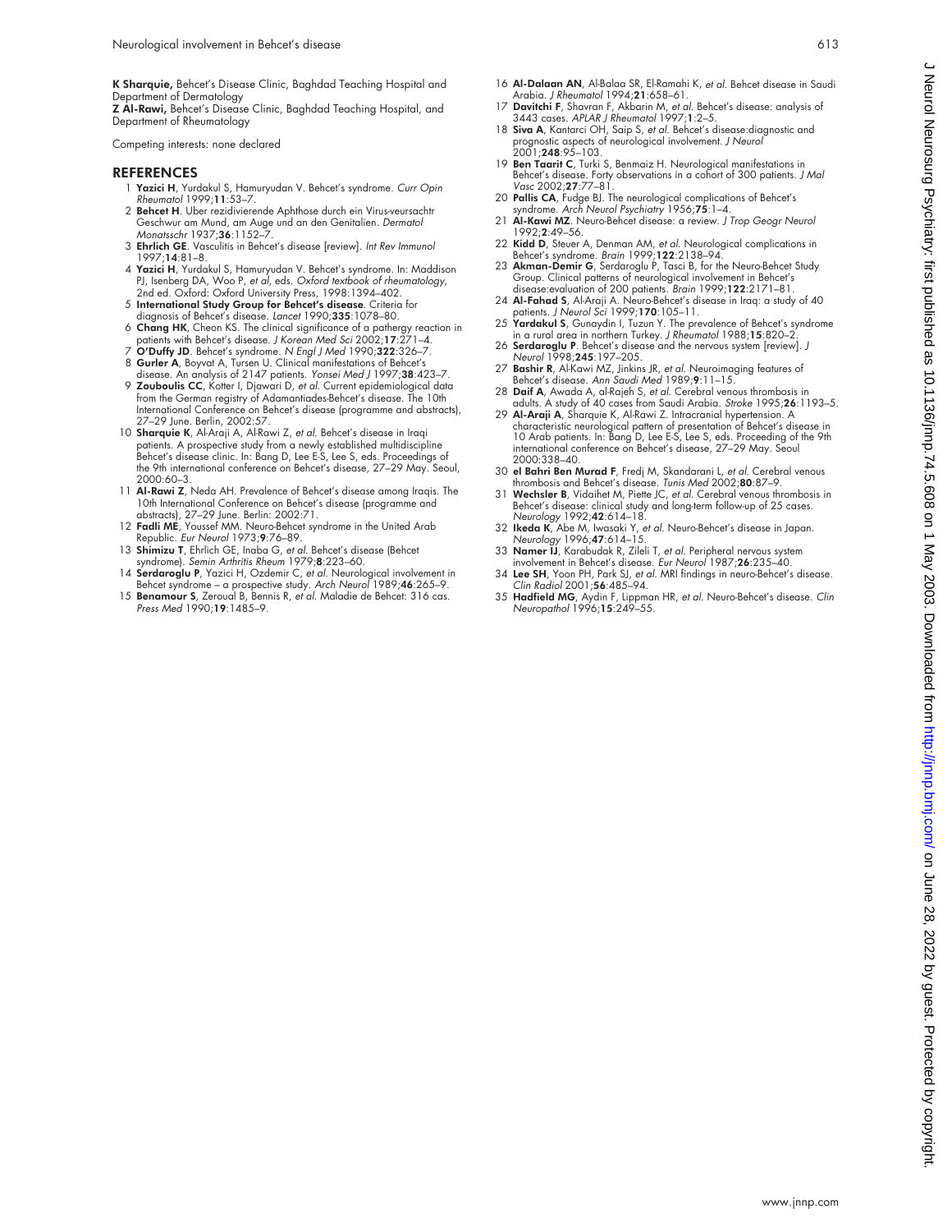**K Sharquie,** Behcet's Disease Clinic, Baghdad Teaching Hospital and Department of Dermatology
**Z Al-Rawi,** Behcet's Disease Clinic, Baghdad Teaching Hospital, and Department of Rheumatology

Competing interests: none declared

## REFERENCES

1. **Yazici H**, Yurdakul S, Hamuryudan V. Behcet's syndrome. *Curr Opin Rheumatol* 1999;**11**:53–7.
2. **Behcet H**. Uber rezidivierende Aphthose durch ein Virus-veursachtr Geschwur am Mund, am Auge und an den Genitalien. *Dermatol Monatsschr* 1937;**36**:1152–7.
3. **Ehrlich GE**. Vasculitis in Behcet's disease [review]. *Int Rev Immunol* 1997;**14**:81–8.
4. **Yazici H**, Yurdakul S, Hamuryudan V. Behcet's syndrome. In: Maddison PJ, Isenberg DA, Woo P, *et al*, eds. *Oxford textbook of rheumatology*, 2nd ed. Oxford: Oxford University Press, 1998:1394–402.
5. **International Study Group for Behcet's disease**. Criteria for diagnosis of Behcet's disease. *Lancet* 1990;**335**:1078–80.
6. **Chang HK**, Cheon KS. The clinical significance of a pathergy reaction in patients with Behcet's disease. *J Korean Med Sci* 2002;**17**:271–4.
7. **O'Duffy JD**. Behcet's syndrome. *N Engl J Med* 1990;**322**:326–7.
8. **Gurler A**, Boyvat A, Tursen U. Clinical manifestations of Behcet's disease. An analysis of 2147 patients. *Yonsei Med J* 1997;**38**:423–7.
9. **Zouboulis CC**, Kotter I, Djawari D, *et al*. Current epidemiological data from the German registry of Adamantiades-Behcet's disease. The 10th International Conference on Behcet's disease (programme and abstracts), 27–29 June. Berlin, 2002:57.
10. **Sharquie K**, Al-Araji A, Al-Rawi Z, *et al*. Behcet's disease in Iraqi patients. A prospective study from a newly established multidiscipline Behcet's disease clinic. In: Bang D, Lee E-S, Lee S, eds. Proceedings of the 9th international conference on Behcet's disease, 27–29 May. Seoul, 2000:60–3.
11. **Al-Rawi Z**, Neda AH. Prevalence of Behcet's disease among Iraqis. The 10th International Conference on Behcet's disease (programme and abstracts), 27–29 June. Berlin: 2002:71.
12. **Fadli ME**, Youssef MM. Neuro-Behcet syndrome in the United Arab Republic. *Eur Neurol* 1973;**9**:76–89.
13. **Shimizu T**, Ehrlich GE, Inaba G, *et al*. Behcet's disease (Behcet syndrome). *Semin Arthritis Rheum* 1979;**8**:223–60.
14. **Serdaroglu P**, Yazici H, Ozdemir C, *et al*. Neurological involvement in Behcet syndrome – a prospective study. *Arch Neurol* 1989;**46**:265–9.
15. **Benamour S**, Zeroual B, Bennis R, *et al*. Maladie de Behcet: 316 cas. *Press Med* 1990;**19**:1485–9.
16. **Al-Dalaan AN**, Al-Balaa SR, El-Ramahi K, *et al*. Behcet disease in Saudi Arabia. *J Rheumatol* 1994;**21**:658–61.
17. **Davitchi F**, Shavran F, Akbarin M, *et al*. Behcet's disease: analysis of 3443 cases. *APLAR J Rheumatol* 1997;**1**:2–5.
18. **Siva A**, Kantarci OH, Saip S, *et al*. Behcet's disease:diagnostic and prognostic aspects of neurological involvement. *J Neurol* 2001;**248**:95–103.
19. **Ben Taarit C**, Turki S, Benmaiz H. Neurological manifestations in Behcet's disease. Forty observations in a cohort of 300 patients. *J Mal Vasc* 2002;**27**:77–81.
20. **Pallis CA**, Fudge BJ. The neurological complications of Behcet's syndrome. *Arch Neurol Psychiatry* 1956;**75**:1–4.
21. **Al-Kawi MZ**. Neuro-Behcet disease: a review. *J Trop Geogr Neurol* 1992;**2**:49–56.
22. **Kidd D**, Steuer A, Denman AM, *et al*. Neurological complications in Behcet's syndrome. *Brain* 1999;**122**:2138–94.
23. **Akman-Demir G**, Serdaroglu P, Tasci B, for the Neuro-Behcet Study Group. Clinical patterns of neurological involvement in Behcet's disease:evaluation of 200 patients. *Brain* 1999;**122**:2171–81.
24. **Al-Fahad S**, Al-Araji A. Neuro-Behcet's disease in Iraq: a study of 40 patients. *J Neurol Sci* 1999;**170**:105–11.
25. **Yardakul S**, Gunaydin I, Tuzun Y. The prevalence of Behcet's syndrome in a rural area in northern Turkey. *J Rheumatol* 1988;**15**:820–2.
26. **Serdaroglu P**. Behcet's disease and the nervous system [review]. *J Neurol* 1998;**245**:197–205.
27. **Bashir R**, Al-Kawi MZ, Jinkins JR, *et al*. Neuroimaging features of Behcet's disease. *Ann Saudi Med* 1989;**9**:11–15.
28. **Daif A**, Awada A, al-Rajeh S, *et al*. Cerebral venous thrombosis in adults. A study of 40 cases from Saudi Arabia. *Stroke* 1995;**26**:1193–5.
29. **Al-Araji A**, Sharquie K, Al-Rawi Z. Intracranial hypertension. A characteristic neurological pattern of presentation of Behcet's disease in 10 Arab patients. In: Bang D, Lee E-S, Lee S, eds. Proceeding of the 9th international conference on Behcet's disease, 27–29 May. Seoul 2000:338–40.
30. **el Bahri Ben Murad F**, Fredj M, Skandarani L, *et al*. Cerebral venous thrombosis and Behcet's disease. *Tunis Med* 2002;**80**:87–9.
31. **Wechsler B**, Vidaihet M, Piette JC, *et al*. Cerebral venous thrombosis in Behcet's disease: clinical study and long-term follow-up of 25 cases. *Neurology* 1992;**42**:614–18.
32. **Ikeda K**, Abe M, Iwasaki Y, *et al*. Neuro-Behcet's disease in Japan. *Neurology* 1996;**47**:614–15.
33. **Namer IJ**, Karabudak R, Zileli T, *et al*. Peripheral nervous system involvement in Behcet's disease. *Eur Neurol* 1987;**26**:235–40.
34. **Lee SH**, Yoon PH, Park SJ, *et al*. MRI findings in neuro-Behcet's disease. *Clin Radiol* 2001;**56**:485–94.
35. **Hadfield MG**, Aydin F, Lippman HR, *et al*. Neuro-Behcet's disease. *Clin Neuropathol* 1996;**15**:249–55.